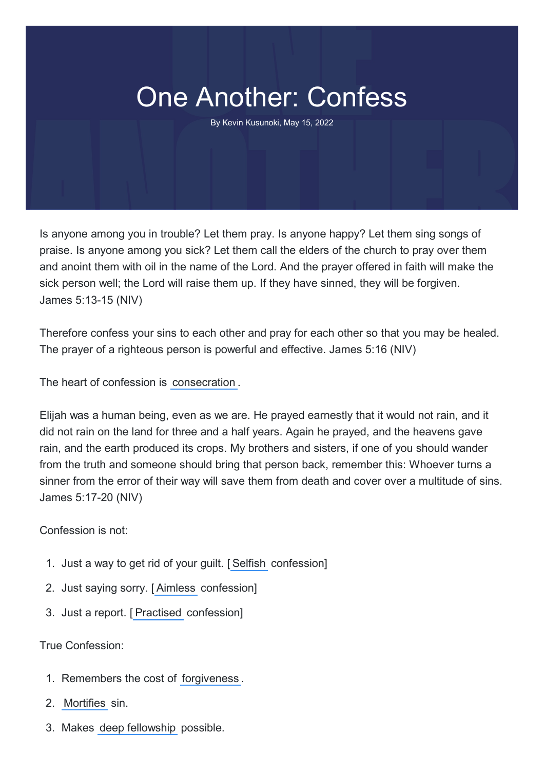# One Another: Confess

By Kevin Kusunoki, May 15, 2022

Is anyone among you in trouble? Let them pray. Is anyone happy? Let them sing songs of praise. Is anyone among you sick? Let them call the elders of the church to pray over them and anoint them with oil in the name of the Lord. And the prayer offered in faith will make the sick person well; the Lord will raise them up. If they have sinned, they will be forgiven. James 5:13-15 (NIV)

Therefore confess your sins to each other and pray for each other so that you may be healed. The prayer of a righteous person is powerful and effective. James 5:16 (NIV)

The heart of confession is consecration.

Elijah was a human being, even as we are. He prayed earnestly that it would not rain, and it did not rain on the land for three and a half years. Again he prayed, and the heavens gave rain, and the earth produced its crops. My brothers and sisters, if one of you should wander from the truth and someone should bring that person back, remember this: Whoever turns a sinner from the error of their way will save them from death and cover over a multitude of sins. James 5:17-20 (NIV)

Confession is not:

1. Just a way to get rid of your guilt. [Selfish confession]
2. Just saying sorry. [Aimless confession]
3. Just a report. [Practised confession]

True Confession:

1. Remembers the cost of forgiveness.
2. Mortifies sin.
3. Makes deep fellowship possible.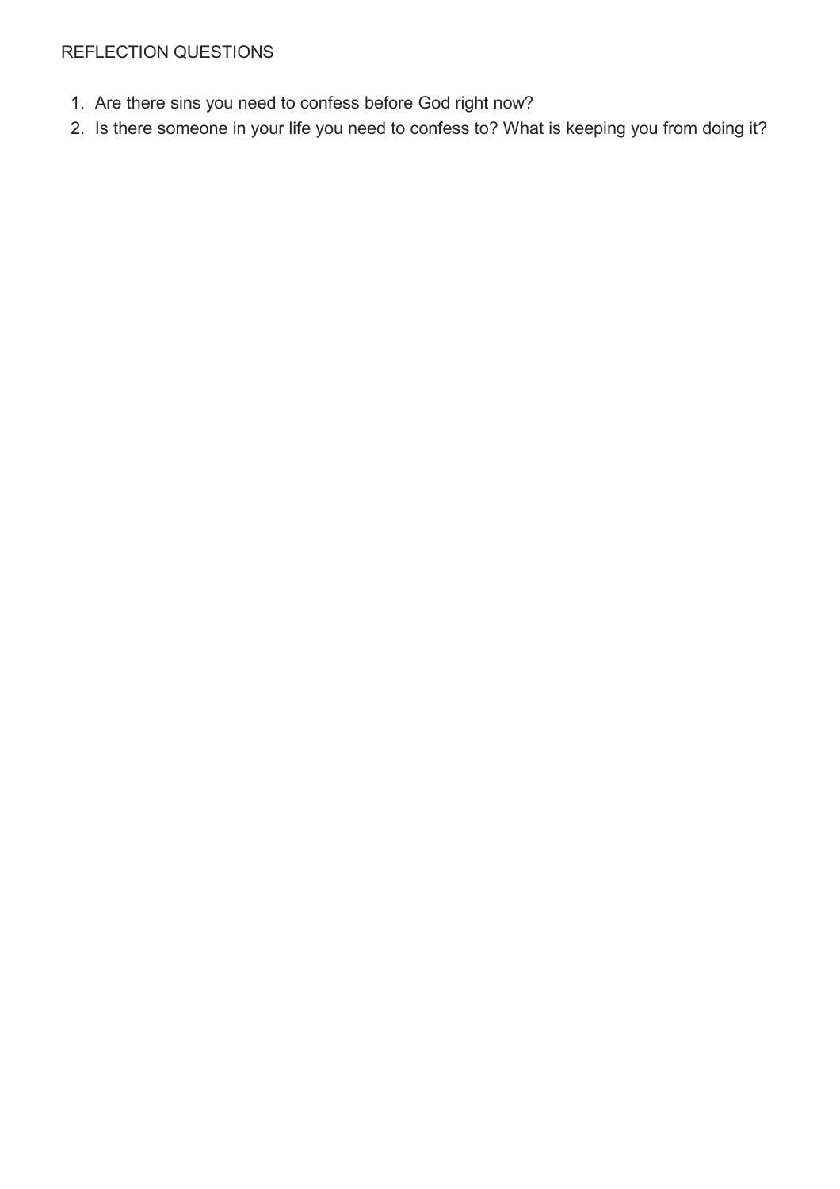REFLECTION QUESTIONS

1. Are there sins you need to confess before God right now?
2. Is there someone in your life you need to confess to? What is keeping you from doing it?